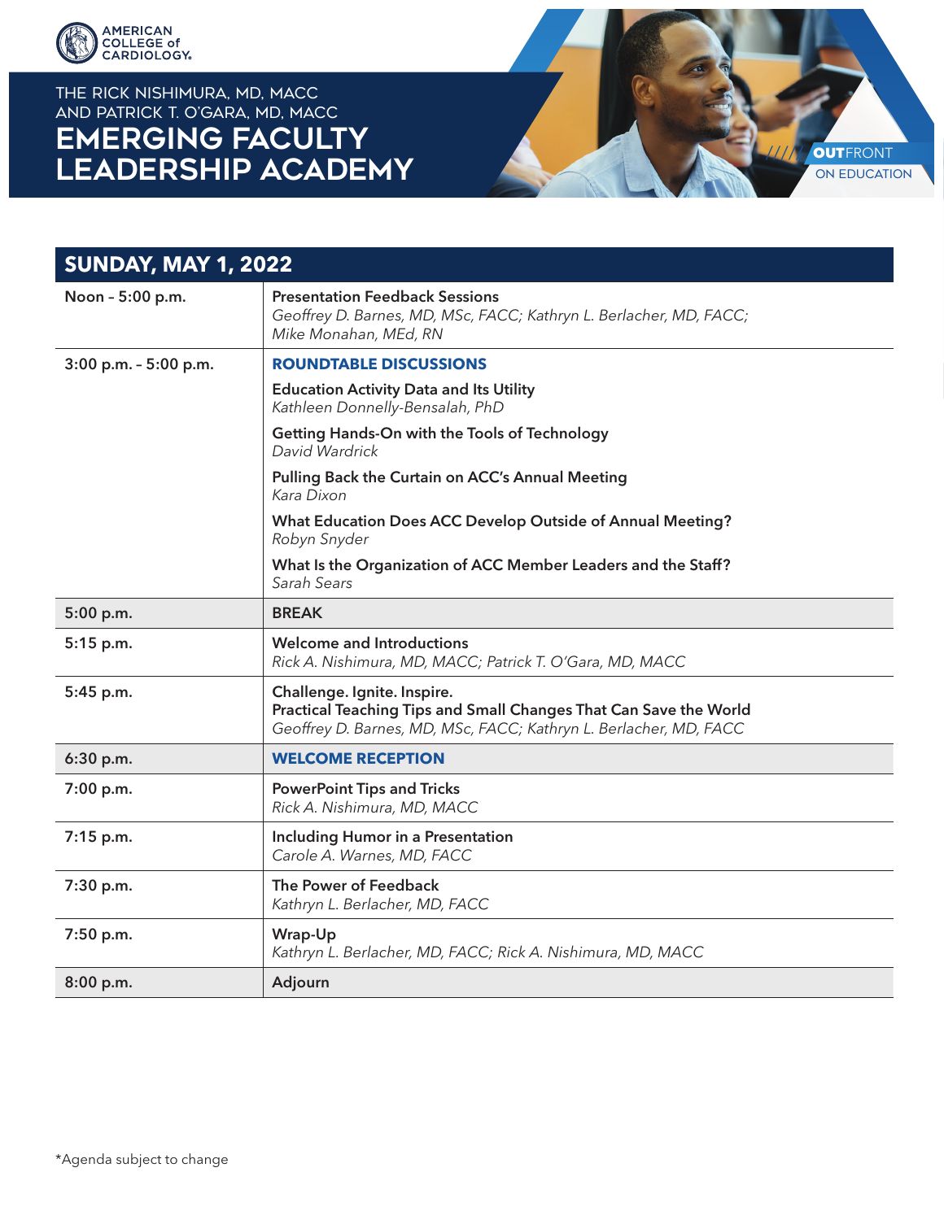AMERICAN COLLEGE of CARDIOLOGY

THE RICK NISHIMURA, MD, MACC
AND PATRICK T. O'GARA, MD, MACC

# EMERGING FACULTY LEADERSHIP ACADEMY

**OUT**FRONT ON EDUCATION

## SUNDAY, MAY 1, 2022

| Time | Session |
|---|---|
| Noon – 5:00 p.m. | **Presentation Feedback Sessions**<br>*Geoffrey D. Barnes, MD, MSc, FACC; Kathryn L. Berlacher, MD, FACC; Mike Monahan, MEd, RN* |
| 3:00 p.m. – 5:00 p.m. | **ROUNDTABLE DISCUSSIONS**<br>**Education Activity Data and Its Utility**<br>*Kathleen Donnelly-Bensalah, PhD*<br>**Getting Hands-On with the Tools of Technology**<br>*David Wardrick*<br>**Pulling Back the Curtain on ACC's Annual Meeting**<br>*Kara Dixon*<br>**What Education Does ACC Develop Outside of Annual Meeting?**<br>*Robyn Snyder*<br>**What Is the Organization of ACC Member Leaders and the Staff?**<br>*Sarah Sears* |
| 5:00 p.m. | **BREAK** |
| 5:15 p.m. | **Welcome and Introductions**<br>*Rick A. Nishimura, MD, MACC; Patrick T. O'Gara, MD, MACC* |
| 5:45 p.m. | **Challenge. Ignite. Inspire.**<br>**Practical Teaching Tips and Small Changes That Can Save the World**<br>*Geoffrey D. Barnes, MD, MSc, FACC; Kathryn L. Berlacher, MD, FACC* |
| 6:30 p.m. | **WELCOME RECEPTION** |
| 7:00 p.m. | **PowerPoint Tips and Tricks**<br>*Rick A. Nishimura, MD, MACC* |
| 7:15 p.m. | **Including Humor in a Presentation**<br>*Carole A. Warnes, MD, FACC* |
| 7:30 p.m. | **The Power of Feedback**<br>*Kathryn L. Berlacher, MD, FACC* |
| 7:50 p.m. | **Wrap-Up**<br>*Kathryn L. Berlacher, MD, FACC; Rick A. Nishimura, MD, MACC* |
| 8:00 p.m. | **Adjourn** |

*Agenda subject to change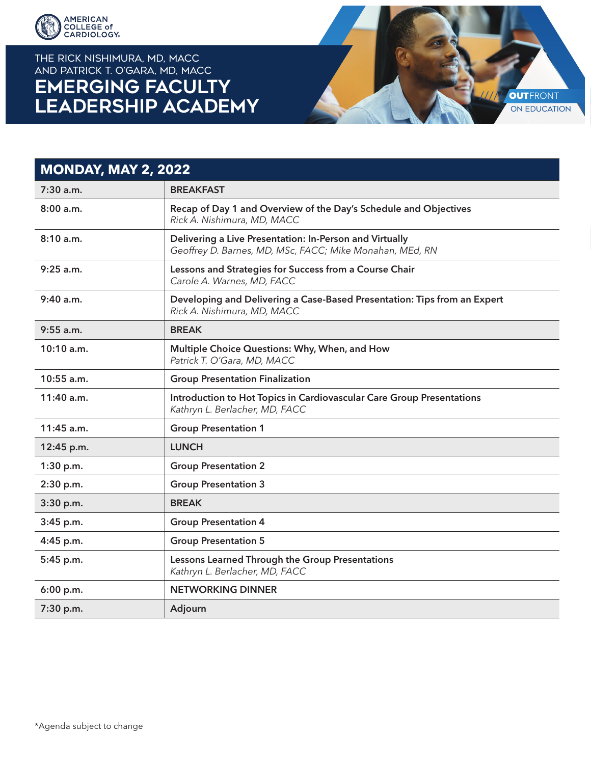AMERICAN COLLEGE of CARDIOLOGY

THE RICK NISHIMURA, MD, MACC AND PATRICK T. O'GARA, MD, MACC

# EMERGING FACULTY LEADERSHIP ACADEMY

OUTFRONT ON EDUCATION

| MONDAY, MAY 2, 2022 | |
|---|---|
| 7:30 a.m. | **BREAKFAST** |
| 8:00 a.m. | **Recap of Day 1 and Overview of the Day's Schedule and Objectives**<br>*Rick A. Nishimura, MD, MACC* |
| 8:10 a.m. | **Delivering a Live Presentation: In-Person and Virtually**<br>*Geoffrey D. Barnes, MD, MSc, FACC; Mike Monahan, MEd, RN* |
| 9:25 a.m. | **Lessons and Strategies for Success from a Course Chair**<br>*Carole A. Warnes, MD, FACC* |
| 9:40 a.m. | **Developing and Delivering a Case-Based Presentation: Tips from an Expert**<br>*Rick A. Nishimura, MD, MACC* |
| 9:55 a.m. | **BREAK** |
| 10:10 a.m. | **Multiple Choice Questions: Why, When, and How**<br>*Patrick T. O'Gara, MD, MACC* |
| 10:55 a.m. | **Group Presentation Finalization** |
| 11:40 a.m. | **Introduction to Hot Topics in Cardiovascular Care Group Presentations**<br>*Kathryn L. Berlacher, MD, FACC* |
| 11:45 a.m. | **Group Presentation 1** |
| 12:45 p.m. | **LUNCH** |
| 1:30 p.m. | **Group Presentation 2** |
| 2:30 p.m. | **Group Presentation 3** |
| 3:30 p.m. | **BREAK** |
| 3:45 p.m. | **Group Presentation 4** |
| 4:45 p.m. | **Group Presentation 5** |
| 5:45 p.m. | **Lessons Learned Through the Group Presentations**<br>*Kathryn L. Berlacher, MD, FACC* |
| 6:00 p.m. | **NETWORKING DINNER** |
| 7:30 p.m. | **Adjourn** |

*Agenda subject to change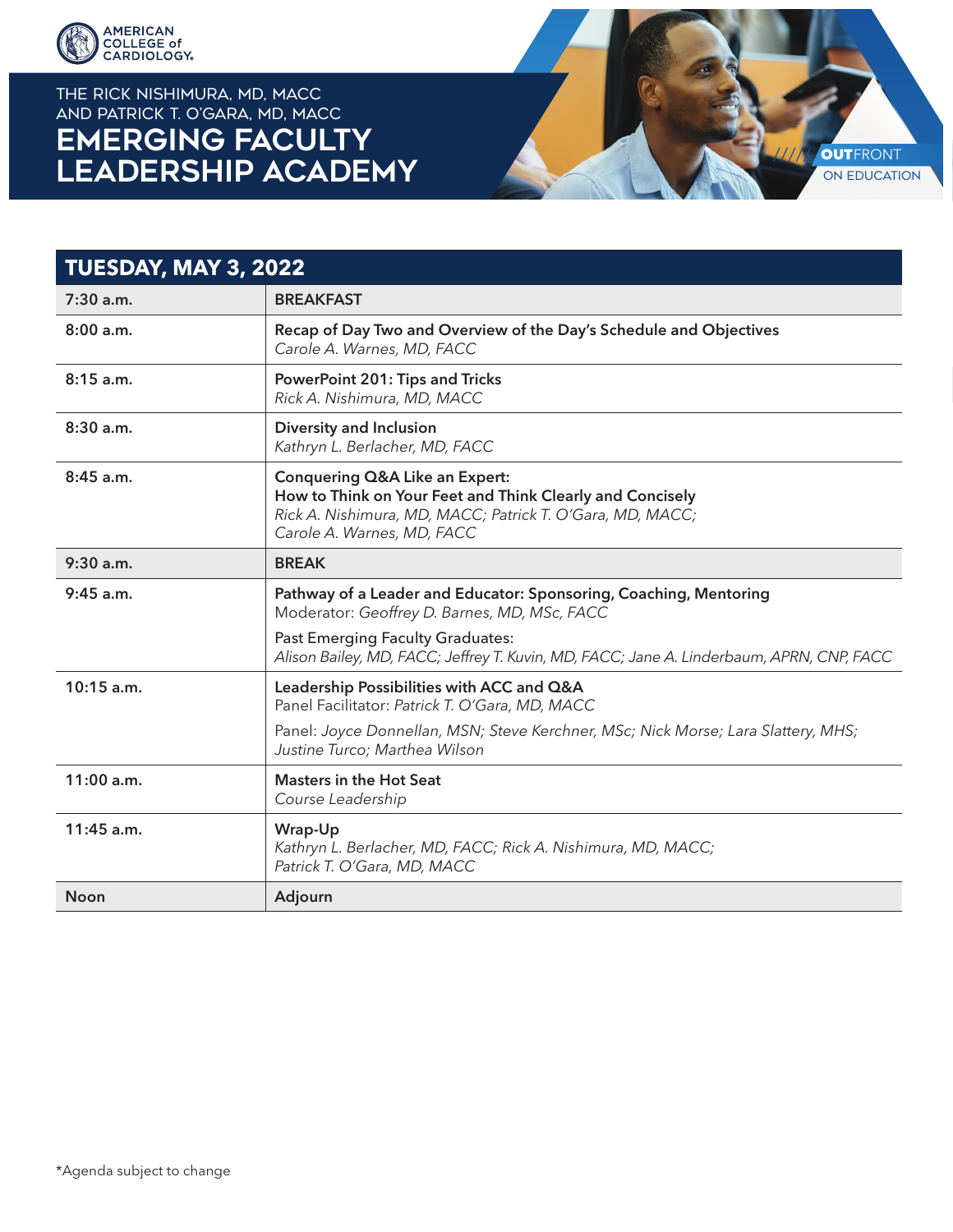AMERICAN COLLEGE of CARDIOLOGY.

THE RICK NISHIMURA, MD, MACC AND PATRICK T. O'GARA, MD, MACC

# EMERGING FACULTY LEADERSHIP ACADEMY

OUTFRONT ON EDUCATION

| TUESDAY, MAY 3, 2022 | |
|---|---|
| 7:30 a.m. | **BREAKFAST** |
| 8:00 a.m. | **Recap of Day Two and Overview of the Day's Schedule and Objectives**<br>*Carole A. Warnes, MD, FACC* |
| 8:15 a.m. | **PowerPoint 201: Tips and Tricks**<br>*Rick A. Nishimura, MD, MACC* |
| 8:30 a.m. | **Diversity and Inclusion**<br>*Kathryn L. Berlacher, MD, FACC* |
| 8:45 a.m. | **Conquering Q&A Like an Expert: How to Think on Your Feet and Think Clearly and Concisely**<br>*Rick A. Nishimura, MD, MACC; Patrick T. O'Gara, MD, MACC; Carole A. Warnes, MD, FACC* |
| 9:30 a.m. | **BREAK** |
| 9:45 a.m. | **Pathway of a Leader and Educator: Sponsoring, Coaching, Mentoring**<br>Moderator: *Geoffrey D. Barnes, MD, MSc, FACC*<br>Past Emerging Faculty Graduates:<br>*Alison Bailey, MD, FACC; Jeffrey T. Kuvin, MD, FACC; Jane A. Linderbaum, APRN, CNP, FACC* |
| 10:15 a.m. | **Leadership Possibilities with ACC and Q&A**<br>Panel Facilitator: *Patrick T. O'Gara, MD, MACC*<br>Panel: *Joyce Donnellan, MSN; Steve Kerchner, MSc; Nick Morse; Lara Slattery, MHS; Justine Turco; Marthea Wilson* |
| 11:00 a.m. | **Masters in the Hot Seat**<br>*Course Leadership* |
| 11:45 a.m. | **Wrap-Up**<br>*Kathryn L. Berlacher, MD, FACC; Rick A. Nishimura, MD, MACC; Patrick T. O'Gara, MD, MACC* |
| Noon | **Adjourn** |

*Agenda subject to change